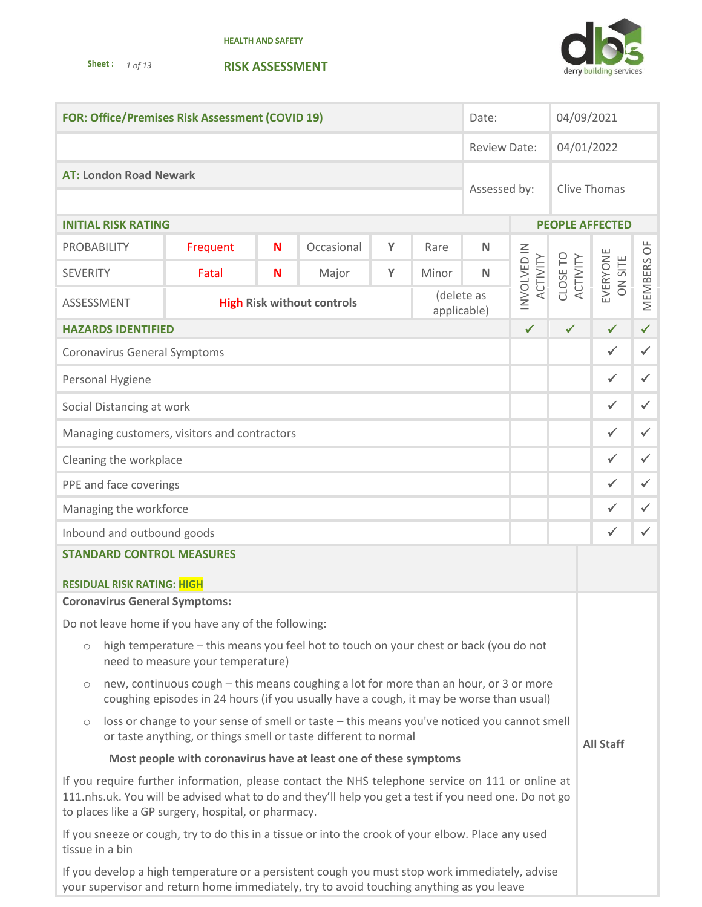HEALTH AND SAFETY

**RISK ASSESSMENT**

| FOR: Office/Premises Risk Assessment (COVID 19) | Date: | 04/09/2021 |
|---|---|---|
| | Review Date: | 04/01/2022 |
| AT: London Road Newark | Assessed by: | Clive Thomas |

| INITIAL RISK RATING | | | | | | | PEOPLE AFFECTED | | | |
|---|---|---|---|---|---|---|---|---|---|---|
| PROBABILITY | Frequent | N | Occasional | Y | Rare | N | INVOLVED IN ACTIVITY | CLOSE TO ACTIVITY | EVERYONE ON SITE | MEMBERS OF |
| SEVERITY | Fatal | N | Major | Y | Minor | N | | | | |
| ASSESSMENT | **High** Risk without controls | | | | (delete as applicable) | | | | | |
| **HAZARDS IDENTIFIED** | | | | | | | ✓ | ✓ | ✓ | ✓ |
| Coronavirus General Symptoms | | | | | | | | | ✓ | ✓ |
| Personal Hygiene | | | | | | | | | ✓ | ✓ |
| Social Distancing at work | | | | | | | | | ✓ | ✓ |
| Managing customers, visitors and contractors | | | | | | | | | ✓ | ✓ |
| Cleaning the workplace | | | | | | | | | ✓ | ✓ |
| PPE and face coverings | | | | | | | | | ✓ | ✓ |
| Managing the workforce | | | | | | | | | ✓ | ✓ |
| Inbound and outbound goods | | | | | | | | | ✓ | ✓ |

**STANDARD CONTROL MEASURES**

**RESIDUAL RISK RATING: HIGH**

**All Staff**

**Coronavirus General Symptoms:**

Do not leave home if you have any of the following:

- high temperature – this means you feel hot to touch on your chest or back (you do not need to measure your temperature)
- new, continuous cough – this means coughing a lot for more than an hour, or 3 or more coughing episodes in 24 hours (if you usually have a cough, it may be worse than usual)
- loss or change to your sense of smell or taste – this means you've noticed you cannot smell or taste anything, or things smell or taste different to normal

**Most people with coronavirus have at least one of these symptoms**

If you require further information, please contact the NHS telephone service on 111 or online at 111.nhs.uk. You will be advised what to do and they'll help you get a test if you need one. Do not go to places like a GP surgery, hospital, or pharmacy.

If you sneeze or cough, try to do this in a tissue or into the crook of your elbow. Place any used tissue in a bin

If you develop a high temperature or a persistent cough you must stop work immediately, advise your supervisor and return home immediately, try to avoid touching anything as you leave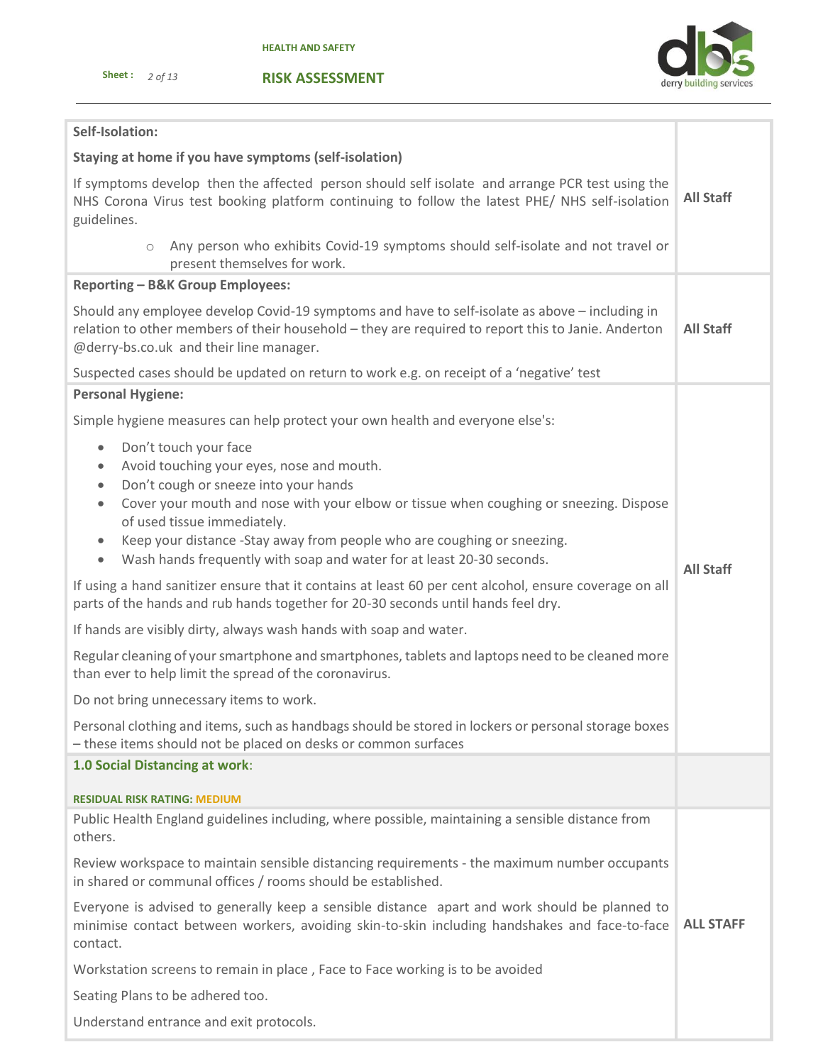| | |
|---|---|
| **Self-Isolation:**<br><br>**Staying at home if you have symptoms (self-isolation)**<br><br>If symptoms develop then the affected person should self isolate and arrange PCR test using the NHS Corona Virus test booking platform continuing to follow the latest PHE/ NHS self-isolation guidelines.<br><br>○ Any person who exhibits Covid-19 symptoms should self-isolate and not travel or present themselves for work. | **All Staff** |
| **Reporting – B&K Group Employees:**<br><br>Should any employee develop Covid-19 symptoms and have to self-isolate as above – including in relation to other members of their household – they are required to report this to Janie. Anderton @derry-bs.co.uk and their line manager.<br><br>Suspected cases should be updated on return to work e.g. on receipt of a 'negative' test | **All Staff** |
| **Personal Hygiene:**<br><br>Simple hygiene measures can help protect your own health and everyone else's:<br><br>• Don't touch your face<br>• Avoid touching your eyes, nose and mouth.<br>• Don't cough or sneeze into your hands<br>• Cover your mouth and nose with your elbow or tissue when coughing or sneezing. Dispose of used tissue immediately.<br>• Keep your distance -Stay away from people who are coughing or sneezing.<br>• Wash hands frequently with soap and water for at least 20-30 seconds.<br><br>If using a hand sanitizer ensure that it contains at least 60 per cent alcohol, ensure coverage on all parts of the hands and rub hands together for 20-30 seconds until hands feel dry.<br><br>If hands are visibly dirty, always wash hands with soap and water.<br><br>Regular cleaning of your smartphone and smartphones, tablets and laptops need to be cleaned more than ever to help limit the spread of the coronavirus.<br><br>Do not bring unnecessary items to work.<br><br>Personal clothing and items, such as handbags should be stored in lockers or personal storage boxes – these items should not be placed on desks or common surfaces | **All Staff** |
| **1.0 Social Distancing at work**:<br><br>**RESIDUAL RISK RATING: MEDIUM** | |
| Public Health England guidelines including, where possible, maintaining a sensible distance from others.<br><br>Review workspace to maintain sensible distancing requirements - the maximum number occupants in shared or communal offices / rooms should be established.<br><br>Everyone is advised to generally keep a sensible distance apart and work should be planned to minimise contact between workers, avoiding skin-to-skin including handshakes and face-to-face contact.<br><br>Workstation screens to remain in place , Face to Face working is to be avoided<br><br>Seating Plans to be adhered too.<br><br>Understand entrance and exit protocols. | **ALL STAFF** |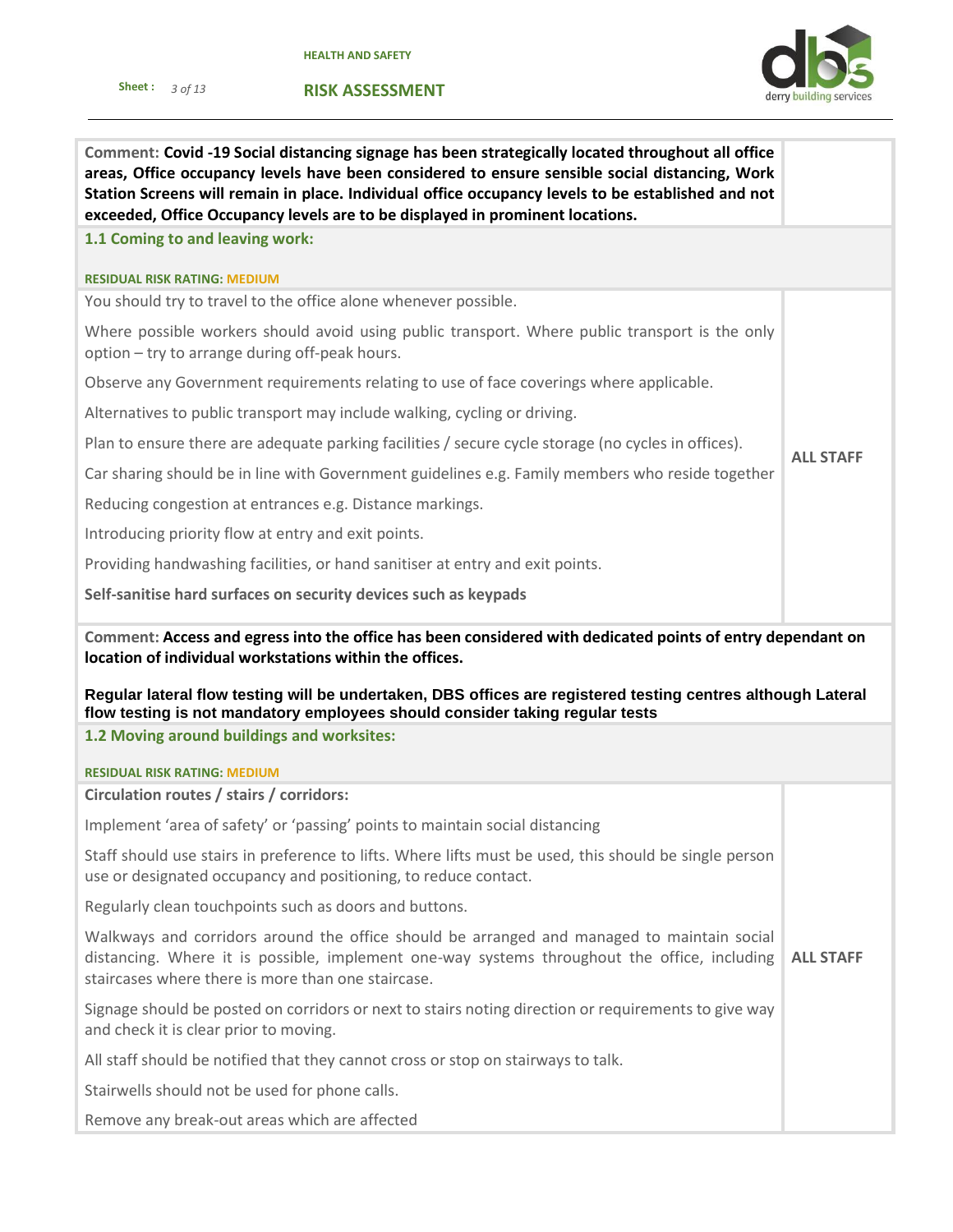| | |
|---|---|
| **Comment: Covid -19 Social distancing signage has been strategically located throughout all office areas, Office occupancy levels have been considered to ensure sensible social distancing, Work Station Screens will remain in place. Individual office occupancy levels to be established and not exceeded, Office Occupancy levels are to be displayed in prominent locations.** | |

### 1.1 Coming to and leaving work:

**RESIDUAL RISK RATING: MEDIUM**

| | |
|---|---|
| You should try to travel to the office alone whenever possible.<br><br>Where possible workers should avoid using public transport. Where public transport is the only option – try to arrange during off-peak hours.<br><br>Observe any Government requirements relating to use of face coverings where applicable.<br><br>Alternatives to public transport may include walking, cycling or driving.<br><br>Plan to ensure there are adequate parking facilities / secure cycle storage (no cycles in offices).<br><br>Car sharing should be in line with Government guidelines e.g. Family members who reside together<br><br>Reducing congestion at entrances e.g. Distance markings.<br><br>Introducing priority flow at entry and exit points.<br><br>Providing handwashing facilities, or hand sanitiser at entry and exit points.<br><br>**Self-sanitise hard surfaces on security devices such as keypads** | **ALL STAFF** |

**Comment: Access and egress into the office has been considered with dedicated points of entry dependant on location of individual workstations within the offices.**

**Regular lateral flow testing will be undertaken, DBS offices are registered testing centres although Lateral flow testing is not mandatory employees should consider taking regular tests**

### 1.2 Moving around buildings and worksites:

**RESIDUAL RISK RATING: MEDIUM**

| | |
|---|---|
| **Circulation routes / stairs / corridors:**<br><br>Implement 'area of safety' or 'passing' points to maintain social distancing<br><br>Staff should use stairs in preference to lifts. Where lifts must be used, this should be single person use or designated occupancy and positioning, to reduce contact.<br><br>Regularly clean touchpoints such as doors and buttons.<br><br>Walkways and corridors around the office should be arranged and managed to maintain social distancing. Where it is possible, implement one-way systems throughout the office, including staircases where there is more than one staircase.<br><br>Signage should be posted on corridors or next to stairs noting direction or requirements to give way and check it is clear prior to moving.<br><br>All staff should be notified that they cannot cross or stop on stairways to talk.<br><br>Stairwells should not be used for phone calls.<br><br>Remove any break-out areas which are affected | **ALL STAFF** |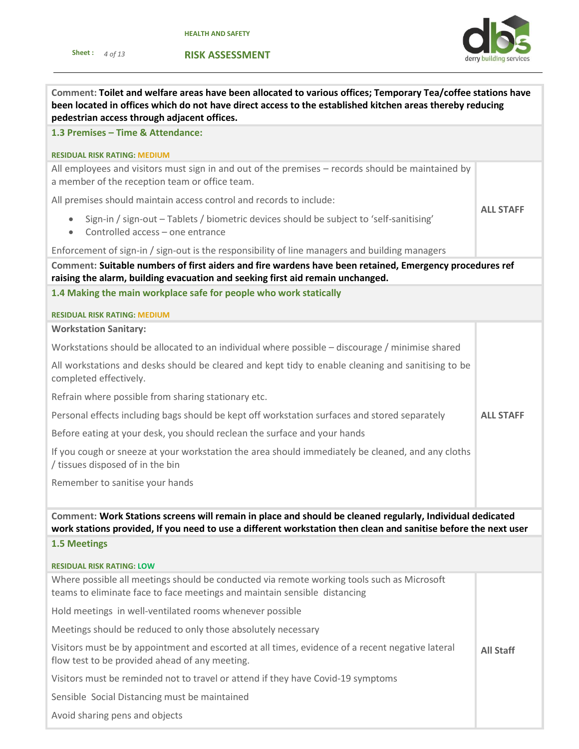**Comment: Toilet and welfare areas have been allocated to various offices; Temporary Tea/coffee stations have been located in offices which do not have direct access to the established kitchen areas thereby reducing pedestrian access through adjacent offices.**

### 1.3 Premises – Time & Attendance:

**RESIDUAL RISK RATING: MEDIUM**

| | |
|---|---|
| All employees and visitors must sign in and out of the premises – records should be maintained by a member of the reception team or office team.<br><br>All premises should maintain access control and records to include:<br>• Sign-in / sign-out – Tablets / biometric devices should be subject to 'self-sanitising'<br>• Controlled access – one entrance<br><br>Enforcement of sign-in / sign-out is the responsibility of line managers and building managers | **ALL STAFF** |

**Comment: Suitable numbers of first aiders and fire wardens have been retained, Emergency procedures ref raising the alarm, building evacuation and seeking first aid remain unchanged.**

### 1.4 Making the main workplace safe for people who work statically

**RESIDUAL RISK RATING: MEDIUM**

| | |
|---|---|
| **Workstation Sanitary:**<br><br>Workstations should be allocated to an individual where possible – discourage / minimise shared<br><br>All workstations and desks should be cleared and kept tidy to enable cleaning and sanitising to be completed effectively.<br><br>Refrain where possible from sharing stationary etc.<br><br>Personal effects including bags should be kept off workstation surfaces and stored separately<br><br>Before eating at your desk, you should reclean the surface and your hands<br><br>If you cough or sneeze at your workstation the area should immediately be cleaned, and any cloths / tissues disposed of in the bin<br><br>Remember to sanitise your hands | **ALL STAFF** |

**Comment: Work Stations screens will remain in place and should be cleaned regularly, Individual dedicated work stations provided, If you need to use a different workstation then clean and sanitise before the next user**

### 1.5 Meetings

**RESIDUAL RISK RATING: LOW**

| | |
|---|---|
| Where possible all meetings should be conducted via remote working tools such as Microsoft teams to eliminate face to face meetings and maintain sensible distancing<br><br>Hold meetings in well-ventilated rooms whenever possible<br><br>Meetings should be reduced to only those absolutely necessary<br><br>Visitors must be by appointment and escorted at all times, evidence of a recent negative lateral flow test to be provided ahead of any meeting.<br><br>Visitors must be reminded not to travel or attend if they have Covid-19 symptoms<br><br>Sensible Social Distancing must be maintained<br><br>Avoid sharing pens and objects | **All Staff** |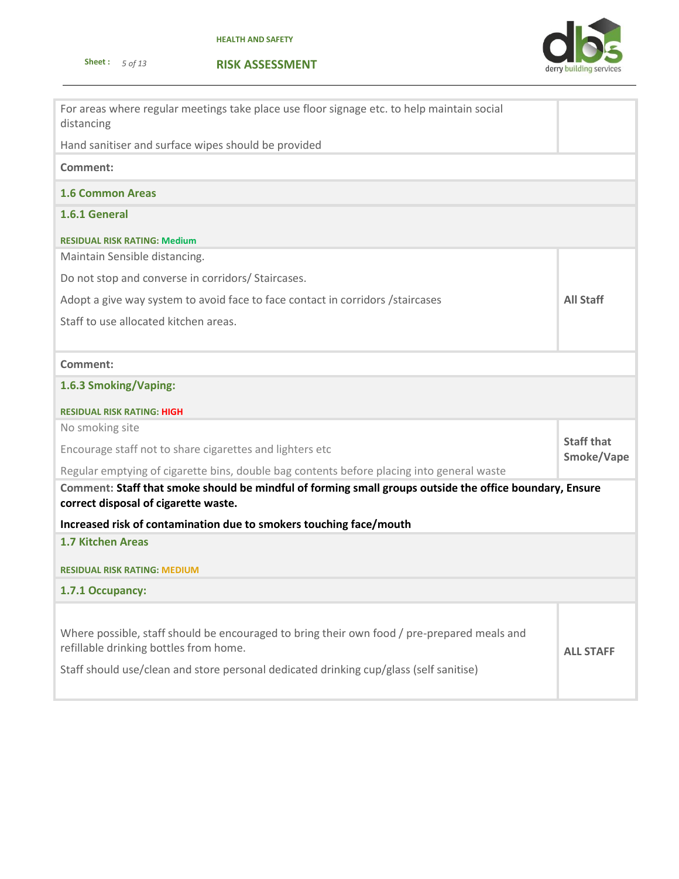| | |
|---|---|
| For areas where regular meetings take place use floor signage etc. to help maintain social distancing<br><br>Hand sanitiser and surface wipes should be provided | |
| **Comment:** | |
| **1.6 Common Areas** | |
| **1.6.1 General**<br><br>**RESIDUAL RISK RATING: Medium** | |
| Maintain Sensible distancing.<br><br>Do not stop and converse in corridors/ Staircases.<br><br>Adopt a give way system to avoid face to face contact in corridors /staircases<br><br>Staff to use allocated kitchen areas. | **All Staff** |
| **Comment:** | |
| **1.6.3 Smoking/Vaping:**<br><br>**RESIDUAL RISK RATING: HIGH** | |
| No smoking site<br><br>Encourage staff not to share cigarettes and lighters etc<br><br>Regular emptying of cigarette bins, double bag contents before placing into general waste | **Staff that Smoke/Vape** |
| **Comment: Staff that smoke should be mindful of forming small groups outside the office boundary, Ensure correct disposal of cigarette waste.**<br><br>**Increased risk of contamination due to smokers touching face/mouth** | |
| **1.7 Kitchen Areas**<br><br>**RESIDUAL RISK RATING: MEDIUM** | |
| **1.7.1 Occupancy:** | |
| Where possible, staff should be encouraged to bring their own food / pre-prepared meals and refillable drinking bottles from home.<br><br>Staff should use/clean and store personal dedicated drinking cup/glass (self sanitise) | **ALL STAFF** |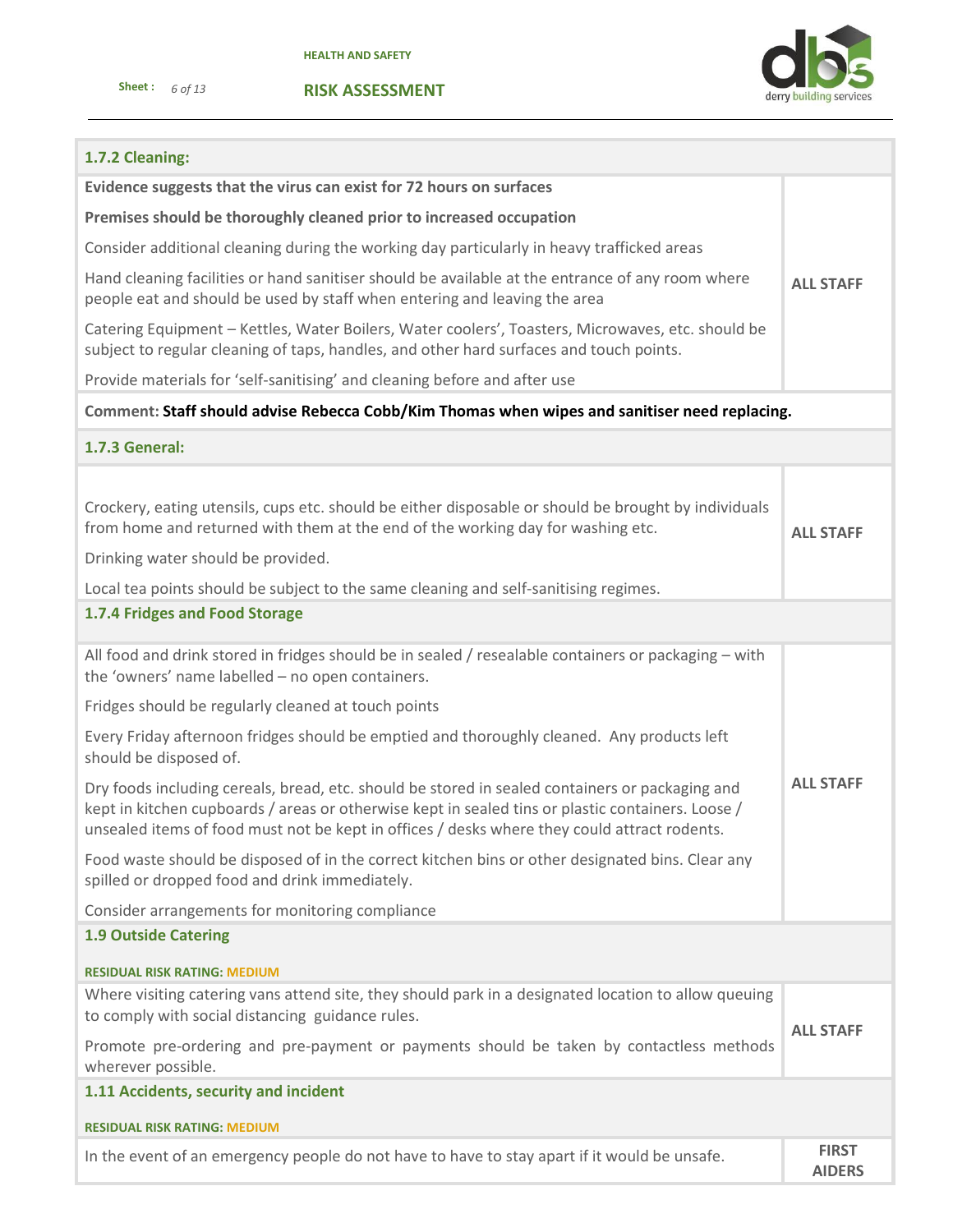| 1.7.2 Cleaning: | |
|---|---|
| **Evidence suggests that the virus can exist for 72 hours on surfaces**<br><br>**Premises should be thoroughly cleaned prior to increased occupation**<br><br>Consider additional cleaning during the working day particularly in heavy trafficked areas<br><br>Hand cleaning facilities or hand sanitiser should be available at the entrance of any room where people eat and should be used by staff when entering and leaving the area<br><br>Catering Equipment – Kettles, Water Boilers, Water coolers', Toasters, Microwaves, etc. should be subject to regular cleaning of taps, handles, and other hard surfaces and touch points.<br><br>Provide materials for 'self-sanitising' and cleaning before and after use | **ALL STAFF** |
| **Comment: Staff should advise Rebecca Cobb/Kim Thomas when wipes and sanitiser need replacing.** | |
| **1.7.3 General:** | |
| Crockery, eating utensils, cups etc. should be either disposable or should be brought by individuals from home and returned with them at the end of the working day for washing etc.<br><br>Drinking water should be provided.<br><br>Local tea points should be subject to the same cleaning and self-sanitising regimes. | **ALL STAFF** |
| **1.7.4 Fridges and Food Storage** | |
| All food and drink stored in fridges should be in sealed / resealable containers or packaging – with the 'owners' name labelled – no open containers.<br><br>Fridges should be regularly cleaned at touch points<br><br>Every Friday afternoon fridges should be emptied and thoroughly cleaned. Any products left should be disposed of.<br><br>Dry foods including cereals, bread, etc. should be stored in sealed containers or packaging and kept in kitchen cupboards / areas or otherwise kept in sealed tins or plastic containers. Loose / unsealed items of food must not be kept in offices / desks where they could attract rodents.<br><br>Food waste should be disposed of in the correct kitchen bins or other designated bins. Clear any spilled or dropped food and drink immediately.<br><br>Consider arrangements for monitoring compliance | **ALL STAFF** |
| **1.9 Outside Catering**<br><br>**RESIDUAL RISK RATING: MEDIUM** | |
| Where visiting catering vans attend site, they should park in a designated location to allow queuing to comply with social distancing guidance rules.<br><br>Promote pre-ordering and pre-payment or payments should be taken by contactless methods wherever possible. | **ALL STAFF** |
| **1.11 Accidents, security and incident**<br><br>**RESIDUAL RISK RATING: MEDIUM** | |
| In the event of an emergency people do not have to have to stay apart if it would be unsafe. | **FIRST AIDERS** |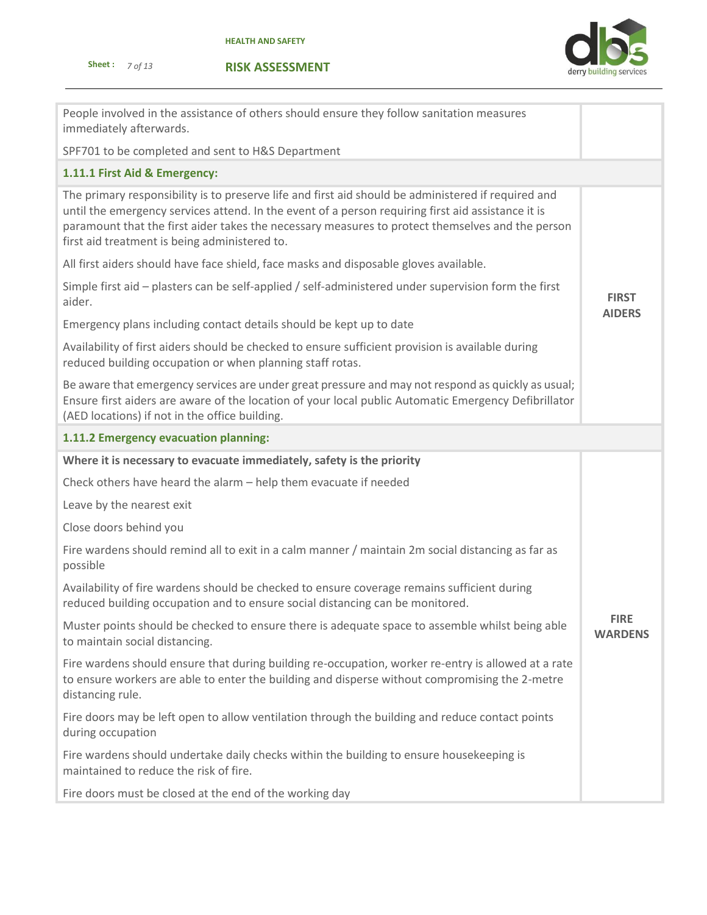| | |
|---|---|
| People involved in the assistance of others should ensure they follow sanitation measures immediately afterwards.<br><br>SPF701 to be completed and sent to H&S Department | |
| **1.11.1 First Aid & Emergency:** | |
| The primary responsibility is to preserve life and first aid should be administered if required and until the emergency services attend. In the event of a person requiring first aid assistance it is paramount that the first aider takes the necessary measures to protect themselves and the person first aid treatment is being administered to.<br><br>All first aiders should have face shield, face masks and disposable gloves available.<br><br>Simple first aid – plasters can be self-applied / self-administered under supervision form the first aider.<br><br>Emergency plans including contact details should be kept up to date<br><br>Availability of first aiders should be checked to ensure sufficient provision is available during reduced building occupation or when planning staff rotas.<br><br>Be aware that emergency services are under great pressure and may not respond as quickly as usual; Ensure first aiders are aware of the location of your local public Automatic Emergency Defibrillator (AED locations) if not in the office building. | **FIRST AIDERS** |
| **1.11.2 Emergency evacuation planning:** | |
| **Where it is necessary to evacuate immediately, safety is the priority**<br><br>Check others have heard the alarm – help them evacuate if needed<br><br>Leave by the nearest exit<br><br>Close doors behind you<br><br>Fire wardens should remind all to exit in a calm manner / maintain 2m social distancing as far as possible<br><br>Availability of fire wardens should be checked to ensure coverage remains sufficient during reduced building occupation and to ensure social distancing can be monitored.<br><br>Muster points should be checked to ensure there is adequate space to assemble whilst being able to maintain social distancing.<br><br>Fire wardens should ensure that during building re-occupation, worker re-entry is allowed at a rate to ensure workers are able to enter the building and disperse without compromising the 2-metre distancing rule.<br><br>Fire doors may be left open to allow ventilation through the building and reduce contact points during occupation<br><br>Fire wardens should undertake daily checks within the building to ensure housekeeping is maintained to reduce the risk of fire.<br><br>Fire doors must be closed at the end of the working day | **FIRE WARDENS** |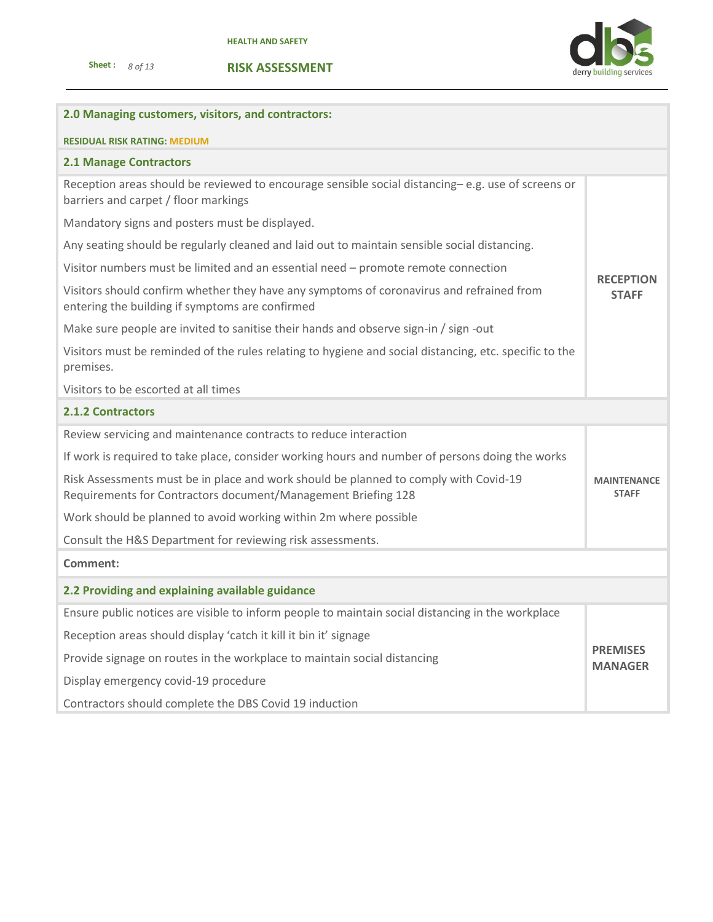## 2.0 Managing customers, visitors, and contractors:

**RESIDUAL RISK RATING: MEDIUM**

### 2.1 Manage Contractors

| Control measures | Responsible |
|---|---|
| Reception areas should be reviewed to encourage sensible social distancing– e.g. use of screens or barriers and carpet / floor markings<br>Mandatory signs and posters must be displayed.<br>Any seating should be regularly cleaned and laid out to maintain sensible social distancing.<br>Visitor numbers must be limited and an essential need – promote remote connection<br>Visitors should confirm whether they have any symptoms of coronavirus and refrained from entering the building if symptoms are confirmed<br>Make sure people are invited to sanitise their hands and observe sign-in / sign -out<br>Visitors must be reminded of the rules relating to hygiene and social distancing, etc. specific to the premises.<br>Visitors to be escorted at all times | **RECEPTION STAFF** |

### 2.1.2 Contractors

| Control measures | Responsible |
|---|---|
| Review servicing and maintenance contracts to reduce interaction<br>If work is required to take place, consider working hours and number of persons doing the works<br>Risk Assessments must be in place and work should be planned to comply with Covid-19 Requirements for Contractors document/Management Briefing 128<br>Work should be planned to avoid working within 2m where possible<br>Consult the H&S Department for reviewing risk assessments. | **MAINTENANCE STAFF** |

**Comment:**

### 2.2 Providing and explaining available guidance

| Control measures | Responsible |
|---|---|
| Ensure public notices are visible to inform people to maintain social distancing in the workplace<br>Reception areas should display 'catch it kill it bin it' signage<br>Provide signage on routes in the workplace to maintain social distancing<br>Display emergency covid-19 procedure<br>Contractors should complete the DBS Covid 19 induction | **PREMISES MANAGER** |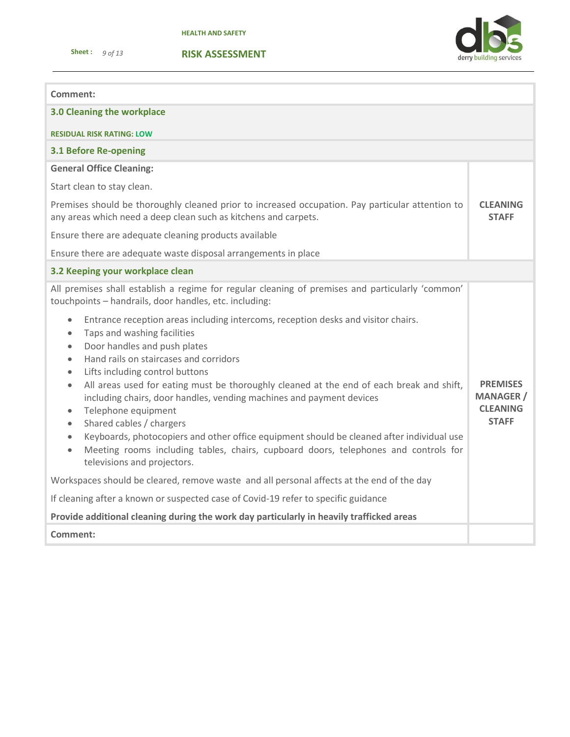**Comment:**

### 3.0 Cleaning the workplace

**RESIDUAL RISK RATING: LOW**

### 3.1 Before Re-opening

| | |
|---|---|
| **General Office Cleaning:**<br><br>Start clean to stay clean.<br><br>Premises should be thoroughly cleaned prior to increased occupation. Pay particular attention to any areas which need a deep clean such as kitchens and carpets.<br><br>Ensure there are adequate cleaning products available<br><br>Ensure there are adequate waste disposal arrangements in place | **CLEANING STAFF** |

### 3.2 Keeping your workplace clean

| | |
|---|---|
| All premises shall establish a regime for regular cleaning of premises and particularly 'common' touchpoints – handrails, door handles, etc. including:<br><br>• Entrance reception areas including intercoms, reception desks and visitor chairs.<br>• Taps and washing facilities<br>• Door handles and push plates<br>• Hand rails on staircases and corridors<br>• Lifts including control buttons<br>• All areas used for eating must be thoroughly cleaned at the end of each break and shift, including chairs, door handles, vending machines and payment devices<br>• Telephone equipment<br>• Shared cables / chargers<br>• Keyboards, photocopiers and other office equipment should be cleaned after individual use<br>• Meeting rooms including tables, chairs, cupboard doors, telephones and controls for televisions and projectors.<br><br>Workspaces should be cleared, remove waste and all personal affects at the end of the day<br><br>If cleaning after a known or suspected case of Covid-19 refer to specific guidance<br><br>**Provide additional cleaning during the work day particularly in heavily trafficked areas** | **PREMISES MANAGER / CLEANING STAFF** |
| **Comment:** | |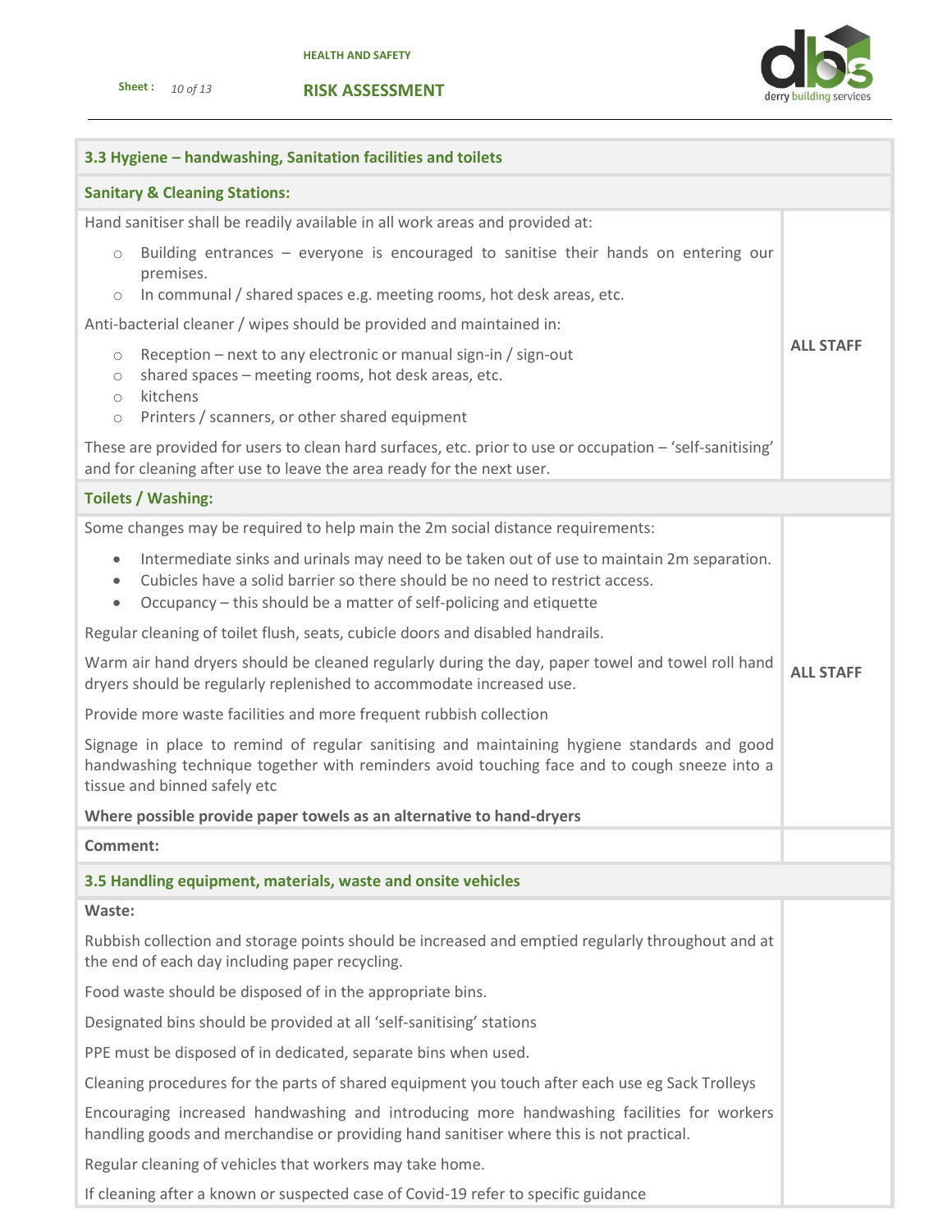## 3.3 Hygiene – handwashing, Sanitation facilities and toilets

### Sanitary & Cleaning Stations:

Hand sanitiser shall be readily available in all work areas and provided at:

- Building entrances – everyone is encouraged to sanitise their hands on entering our premises.
- In communal / shared spaces e.g. meeting rooms, hot desk areas, etc.

Anti-bacterial cleaner / wipes should be provided and maintained in:

- Reception – next to any electronic or manual sign-in / sign-out
- shared spaces – meeting rooms, hot desk areas, etc.
- kitchens
- Printers / scanners, or other shared equipment

These are provided for users to clean hard surfaces, etc. prior to use or occupation – 'self-sanitising' and for cleaning after use to leave the area ready for the next user.

**ALL STAFF**

### Toilets / Washing:

Some changes may be required to help main the 2m social distance requirements:

- Intermediate sinks and urinals may need to be taken out of use to maintain 2m separation.
- Cubicles have a solid barrier so there should be no need to restrict access.
- Occupancy – this should be a matter of self-policing and etiquette

Regular cleaning of toilet flush, seats, cubicle doors and disabled handrails.

Warm air hand dryers should be cleaned regularly during the day, paper towel and towel roll hand dryers should be regularly replenished to accommodate increased use.

Provide more waste facilities and more frequent rubbish collection

Signage in place to remind of regular sanitising and maintaining hygiene standards and good handwashing technique together with reminders avoid touching face and to cough sneeze into a tissue and binned safely etc

**Where possible provide paper towels as an alternative to hand-dryers**

**ALL STAFF**

**Comment:**

## 3.5 Handling equipment, materials, waste and onsite vehicles

**Waste:**

Rubbish collection and storage points should be increased and emptied regularly throughout and at the end of each day including paper recycling.

Food waste should be disposed of in the appropriate bins.

Designated bins should be provided at all 'self-sanitising' stations

PPE must be disposed of in dedicated, separate bins when used.

Cleaning procedures for the parts of shared equipment you touch after each use eg Sack Trolleys

Encouraging increased handwashing and introducing more handwashing facilities for workers handling goods and merchandise or providing hand sanitiser where this is not practical.

Regular cleaning of vehicles that workers may take home.

If cleaning after a known or suspected case of Covid-19 refer to specific guidance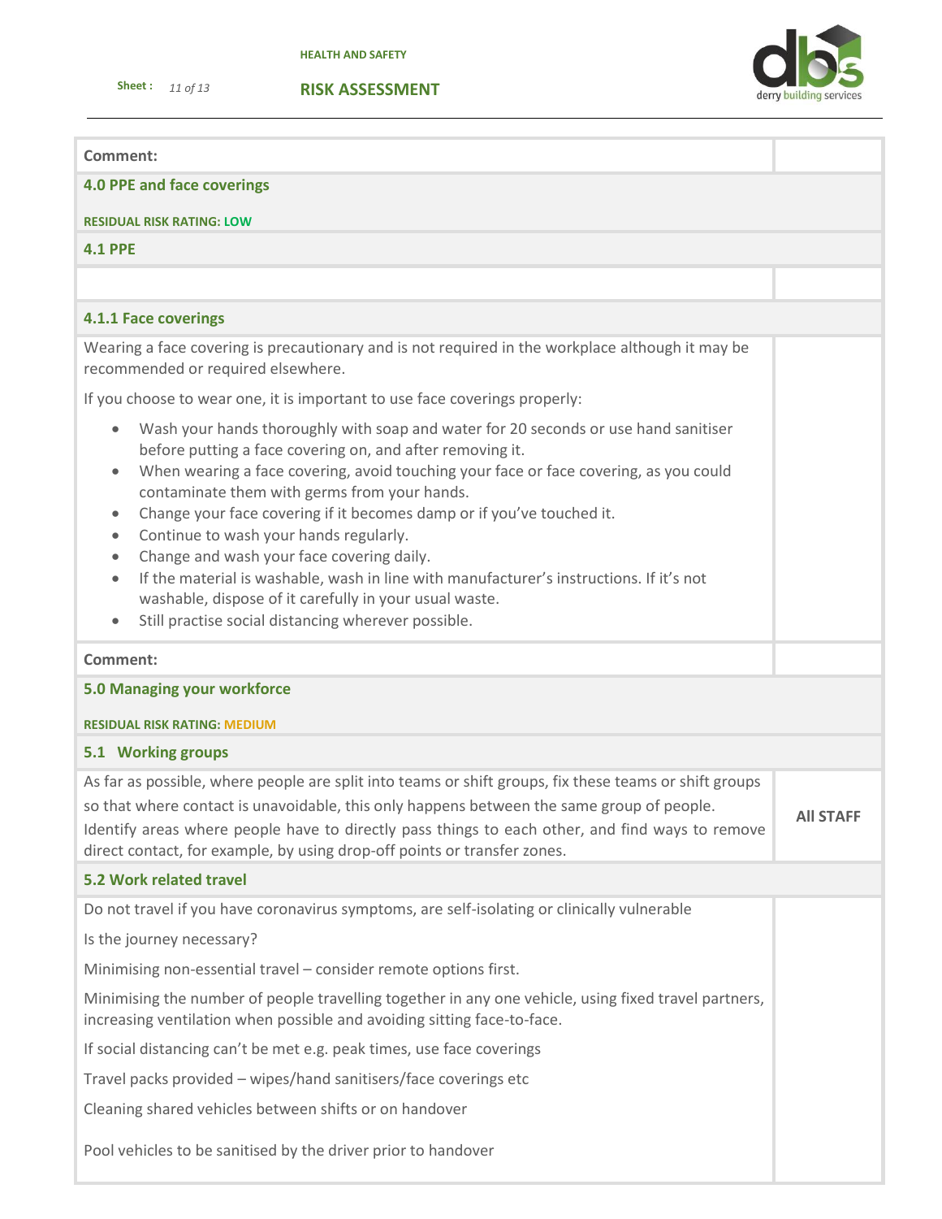**Comment:**

## 4.0 PPE and face coverings

**RESIDUAL RISK RATING: LOW**

### 4.1 PPE

#### 4.1.1 Face coverings

Wearing a face covering is precautionary and is not required in the workplace although it may be recommended or required elsewhere.

If you choose to wear one, it is important to use face coverings properly:

- Wash your hands thoroughly with soap and water for 20 seconds or use hand sanitiser before putting a face covering on, and after removing it.
- When wearing a face covering, avoid touching your face or face covering, as you could contaminate them with germs from your hands.
- Change your face covering if it becomes damp or if you've touched it.
- Continue to wash your hands regularly.
- Change and wash your face covering daily.
- If the material is washable, wash in line with manufacturer's instructions. If it's not washable, dispose of it carefully in your usual waste.
- Still practise social distancing wherever possible.

**Comment:**

## 5.0 Managing your workforce

**RESIDUAL RISK RATING: MEDIUM**

### 5.1 Working groups

| | |
|---|---|
| As far as possible, where people are split into teams or shift groups, fix these teams or shift groups so that where contact is unavoidable, this only happens between the same group of people. Identify areas where people have to directly pass things to each other, and find ways to remove direct contact, for example, by using drop-off points or transfer zones. | **All STAFF** |

### 5.2 Work related travel

Do not travel if you have coronavirus symptoms, are self-isolating or clinically vulnerable

Is the journey necessary?

Minimising non-essential travel – consider remote options first.

Minimising the number of people travelling together in any one vehicle, using fixed travel partners, increasing ventilation when possible and avoiding sitting face-to-face.

If social distancing can't be met e.g. peak times, use face coverings

Travel packs provided – wipes/hand sanitisers/face coverings etc

Cleaning shared vehicles between shifts or on handover

Pool vehicles to be sanitised by the driver prior to handover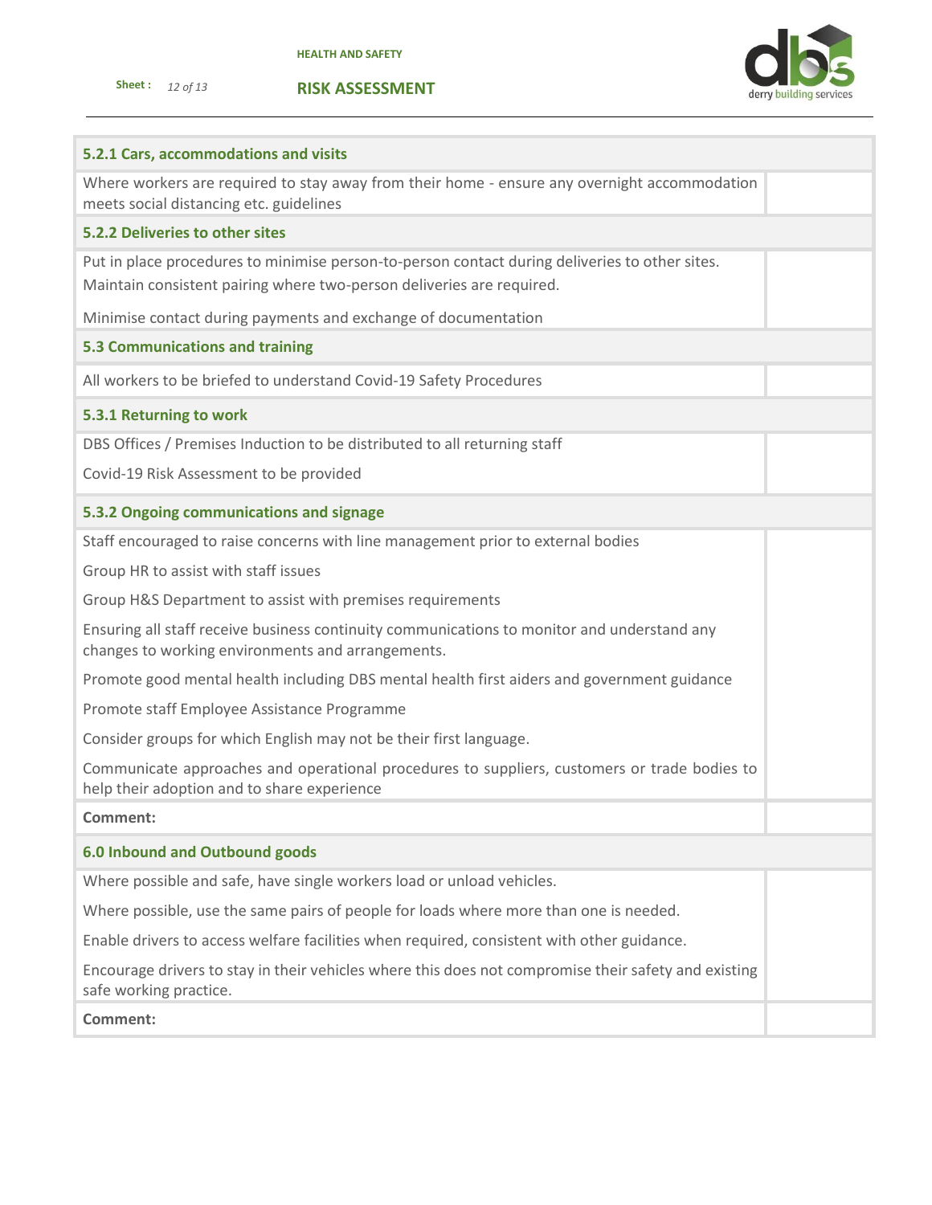| 5.2.1 Cars, accommodations and visits | |
|---|---|
| Where workers are required to stay away from their home - ensure any overnight accommodation meets social distancing etc. guidelines | |
| **5.2.2 Deliveries to other sites** | |
| Put in place procedures to minimise person-to-person contact during deliveries to other sites. Maintain consistent pairing where two-person deliveries are required.<br><br>Minimise contact during payments and exchange of documentation | |
| **5.3 Communications and training** | |
| All workers to be briefed to understand Covid-19 Safety Procedures | |
| **5.3.1 Returning to work** | |
| DBS Offices / Premises Induction to be distributed to all returning staff<br><br>Covid-19 Risk Assessment to be provided | |
| **5.3.2 Ongoing communications and signage** | |
| Staff encouraged to raise concerns with line management prior to external bodies<br><br>Group HR to assist with staff issues<br><br>Group H&S Department to assist with premises requirements<br><br>Ensuring all staff receive business continuity communications to monitor and understand any changes to working environments and arrangements.<br><br>Promote good mental health including DBS mental health first aiders and government guidance<br><br>Promote staff Employee Assistance Programme<br><br>Consider groups for which English may not be their first language.<br><br>Communicate approaches and operational procedures to suppliers, customers or trade bodies to help their adoption and to share experience | |
| **Comment:** | |
| **6.0 Inbound and Outbound goods** | |
| Where possible and safe, have single workers load or unload vehicles.<br><br>Where possible, use the same pairs of people for loads where more than one is needed.<br><br>Enable drivers to access welfare facilities when required, consistent with other guidance.<br><br>Encourage drivers to stay in their vehicles where this does not compromise their safety and existing safe working practice. | |
| **Comment:** | |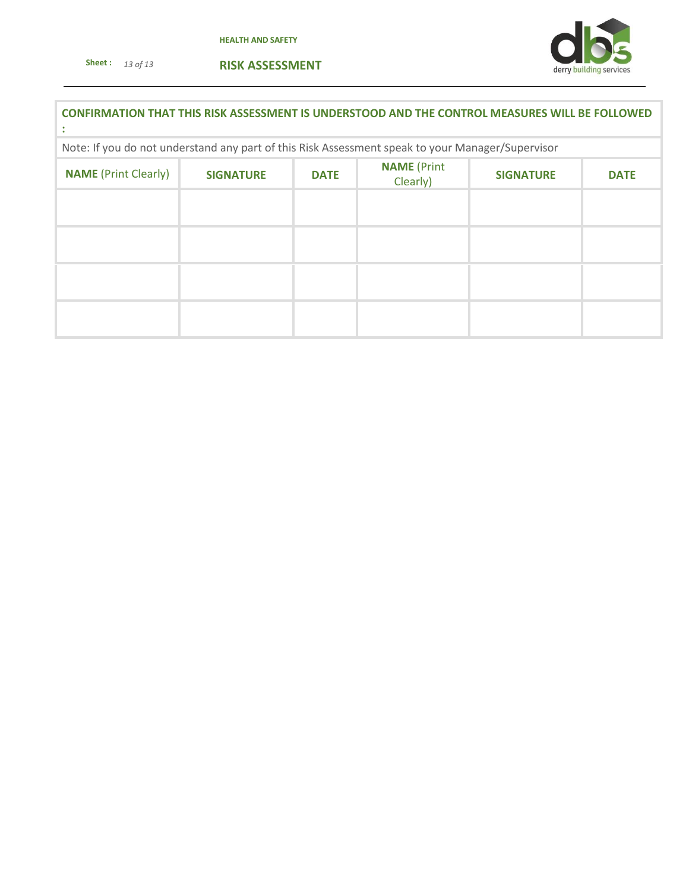**CONFIRMATION THAT THIS RISK ASSESSMENT IS UNDERSTOOD AND THE CONTROL MEASURES WILL BE FOLLOWED :**

Note: If you do not understand any part of this Risk Assessment speak to your Manager/Supervisor

| **NAME** (Print Clearly) | **SIGNATURE** | **DATE** | **NAME** (Print Clearly) | **SIGNATURE** | **DATE** |
|---|---|---|---|---|---|
| | | | | | |
| | | | | | |
| | | | | | |
| | | | | | |